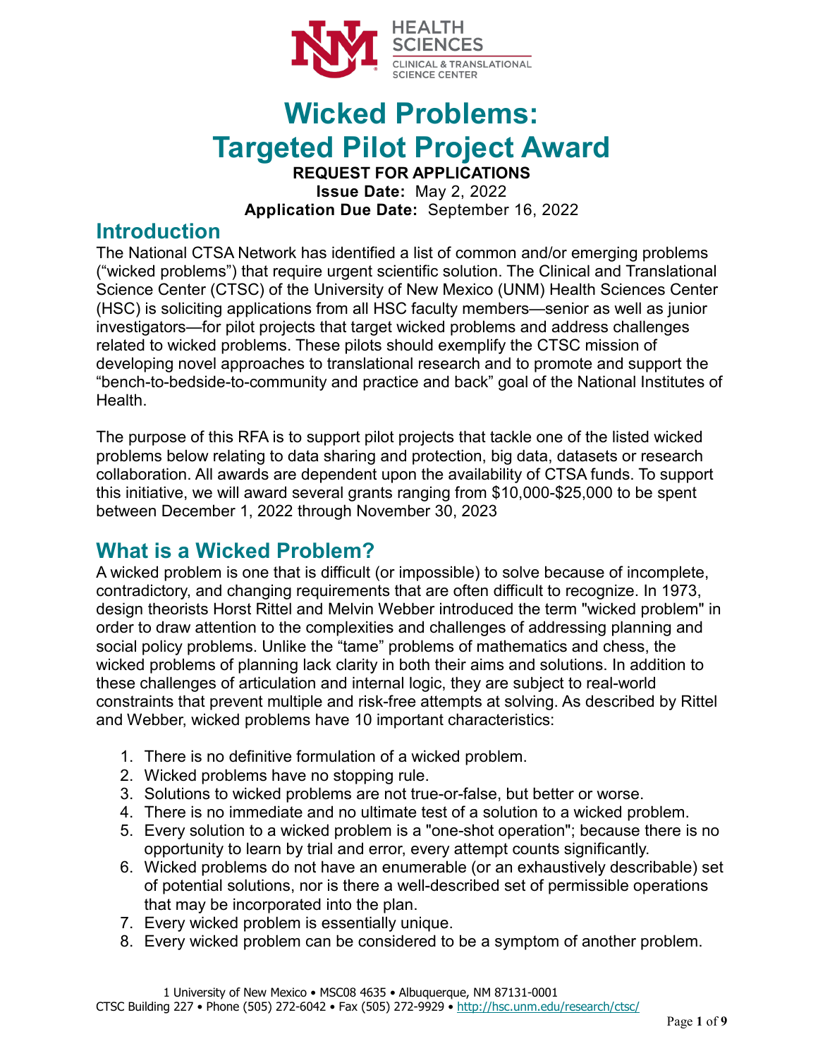# Wicked Problems: Targeted Pilot Project Award

**REQUEST FOR APPLICATIONS**

**Issue Date:** May 2, 2022

**Application Due Date:** September 16, 2022

## Introduction

The National CTSA Network has identified a list of common and/or emerging problems ("wicked problems") that require urgent scientific solution. The Clinical and Translational Science Center (CTSC) of the University of New Mexico (UNM) Health Sciences Center (HSC) is soliciting applications from all HSC faculty members—senior as well as junior investigators—for pilot projects that target wicked problems and address challenges related to wicked problems. These pilots should exemplify the CTSC mission of developing novel approaches to translational research and to promote and support the "bench-to-bedside-to-community and practice and back" goal of the National Institutes of Health.

The purpose of this RFA is to support pilot projects that tackle one of the listed wicked problems below relating to data sharing and protection, big data, datasets or research collaboration. All awards are dependent upon the availability of CTSA funds. To support this initiative, we will award several grants ranging from $10,000-$25,000 to be spent between December 1, 2022 through November 30, 2023

## What is a Wicked Problem?

A wicked problem is one that is difficult (or impossible) to solve because of incomplete, contradictory, and changing requirements that are often difficult to recognize. In 1973, design theorists Horst Rittel and Melvin Webber introduced the term "wicked problem" in order to draw attention to the complexities and challenges of addressing planning and social policy problems. Unlike the "tame" problems of mathematics and chess, the wicked problems of planning lack clarity in both their aims and solutions. In addition to these challenges of articulation and internal logic, they are subject to real-world constraints that prevent multiple and risk-free attempts at solving. As described by Rittel and Webber, wicked problems have 10 important characteristics:

1. There is no definitive formulation of a wicked problem.
2. Wicked problems have no stopping rule.
3. Solutions to wicked problems are not true-or-false, but better or worse.
4. There is no immediate and no ultimate test of a solution to a wicked problem.
5. Every solution to a wicked problem is a "one-shot operation"; because there is no opportunity to learn by trial and error, every attempt counts significantly.
6. Wicked problems do not have an enumerable (or an exhaustively describable) set of potential solutions, nor is there a well-described set of permissible operations that may be incorporated into the plan.
7. Every wicked problem is essentially unique.
8. Every wicked problem can be considered to be a symptom of another problem.

1 University of New Mexico • MSC08 4635 • Albuquerque, NM 87131-0001
CTSC Building 227 • Phone (505) 272-6042 • Fax (505) 272-9929 • http://hsc.unm.edu/research/ctsc/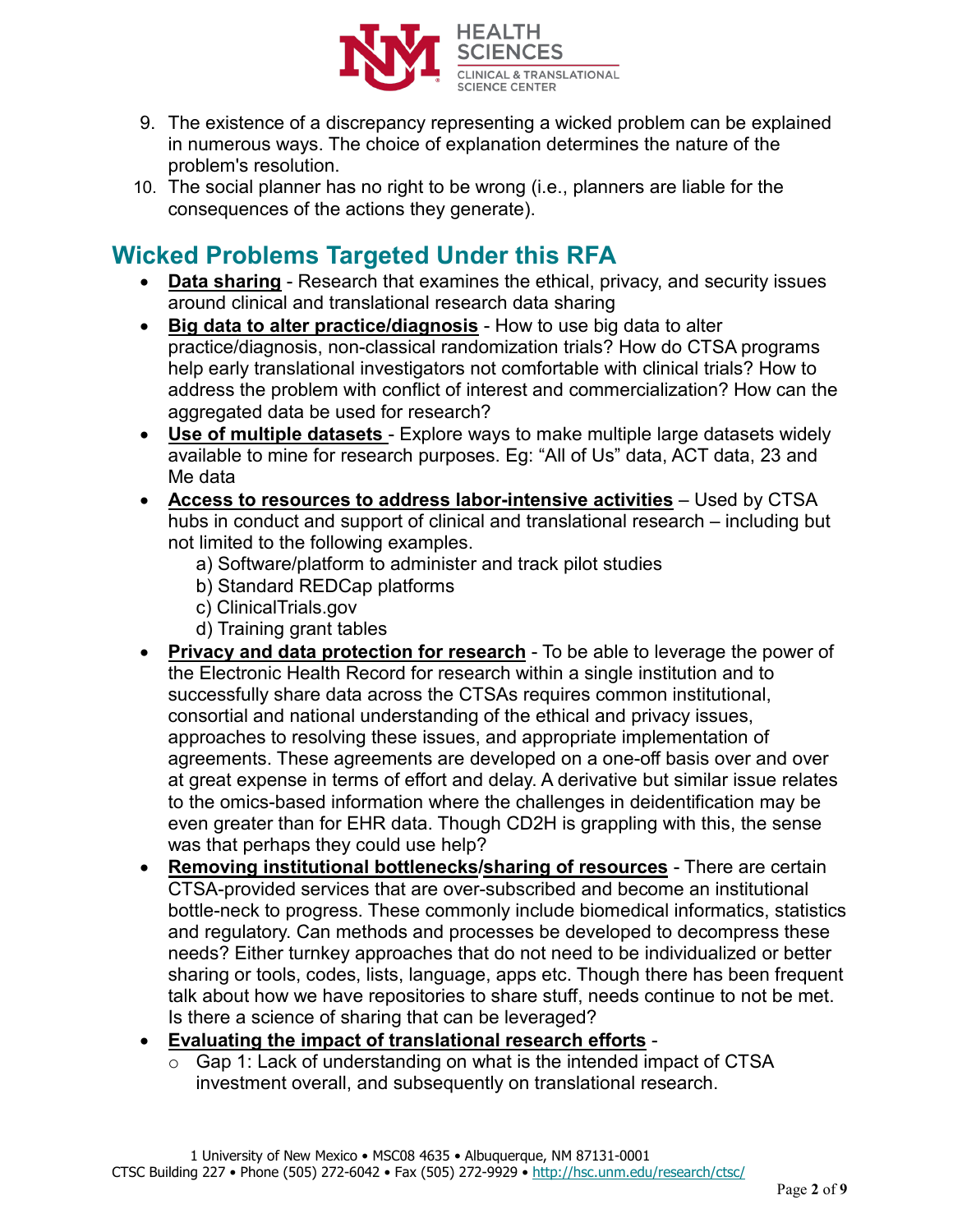9. The existence of a discrepancy representing a wicked problem can be explained in numerous ways. The choice of explanation determines the nature of the problem's resolution.
10. The social planner has no right to be wrong (i.e., planners are liable for the consequences of the actions they generate).

## Wicked Problems Targeted Under this RFA

- **Data sharing** - Research that examines the ethical, privacy, and security issues around clinical and translational research data sharing
- **Big data to alter practice/diagnosis** - How to use big data to alter practice/diagnosis, non-classical randomization trials? How do CTSA programs help early translational investigators not comfortable with clinical trials? How to address the problem with conflict of interest and commercialization? How can the aggregated data be used for research?
- **Use of multiple datasets** - Explore ways to make multiple large datasets widely available to mine for research purposes. Eg: "All of Us" data, ACT data, 23 and Me data
- **Access to resources to address labor-intensive activities** – Used by CTSA hubs in conduct and support of clinical and translational research – including but not limited to the following examples.
  - a) Software/platform to administer and track pilot studies
  - b) Standard REDCap platforms
  - c) ClinicalTrials.gov
  - d) Training grant tables
- **Privacy and data protection for research** - To be able to leverage the power of the Electronic Health Record for research within a single institution and to successfully share data across the CTSAs requires common institutional, consortial and national understanding of the ethical and privacy issues, approaches to resolving these issues, and appropriate implementation of agreements. These agreements are developed on a one-off basis over and over at great expense in terms of effort and delay. A derivative but similar issue relates to the omics-based information where the challenges in deidentification may be even greater than for EHR data. Though CD2H is grappling with this, the sense was that perhaps they could use help?
- **Removing institutional bottlenecks/sharing of resources** - There are certain CTSA-provided services that are over-subscribed and become an institutional bottle-neck to progress. These commonly include biomedical informatics, statistics and regulatory. Can methods and processes be developed to decompress these needs? Either turnkey approaches that do not need to be individualized or better sharing or tools, codes, lists, language, apps etc. Though there has been frequent talk about how we have repositories to share stuff, needs continue to not be met. Is there a science of sharing that can be leveraged?
- **Evaluating the impact of translational research efforts** -
  - Gap 1: Lack of understanding on what is the intended impact of CTSA investment overall, and subsequently on translational research.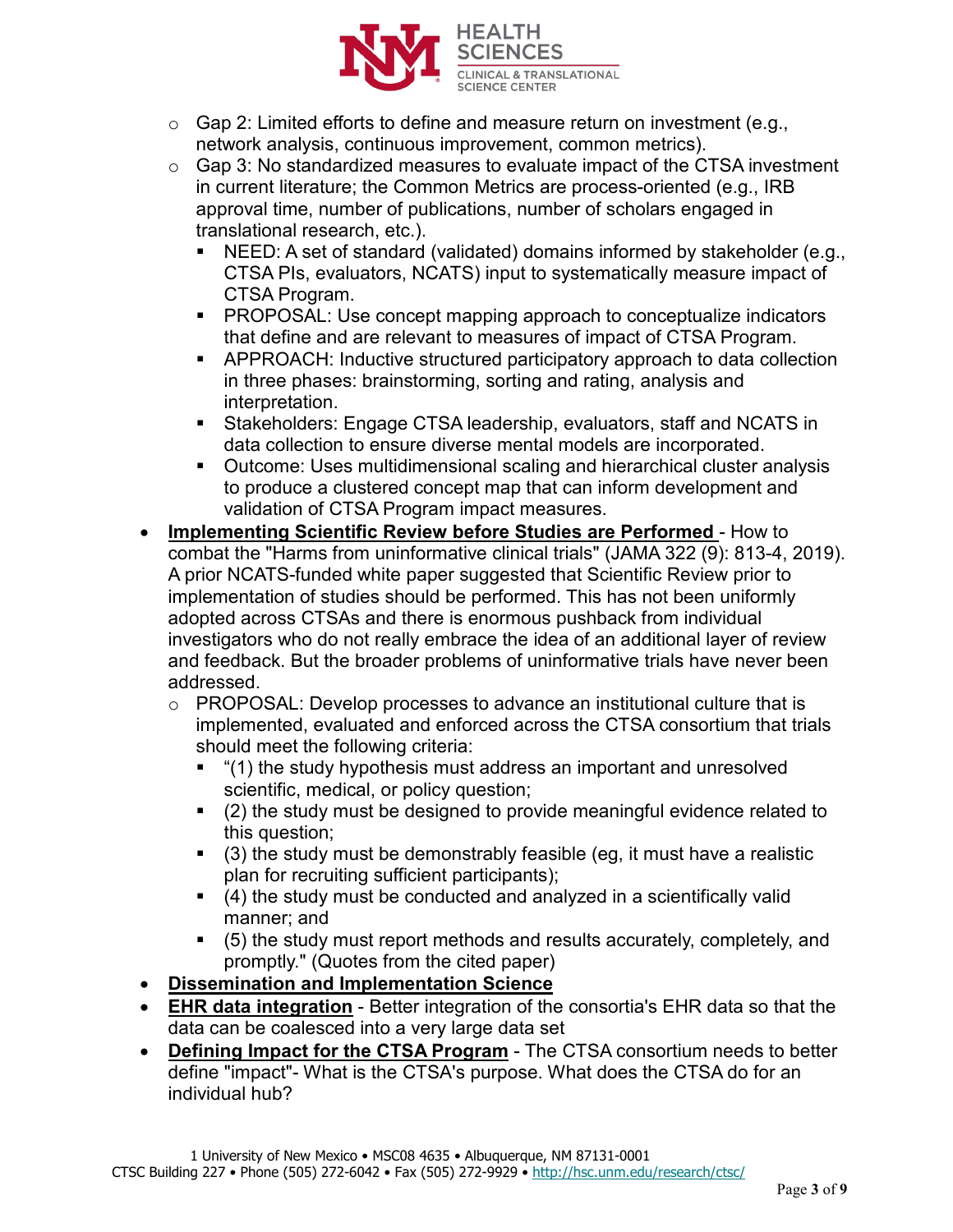- Gap 2: Limited efforts to define and measure return on investment (e.g., network analysis, continuous improvement, common metrics).
  - Gap 3: No standardized measures to evaluate impact of the CTSA investment in current literature; the Common Metrics are process-oriented (e.g., IRB approval time, number of publications, number of scholars engaged in translational research, etc.).
    - NEED: A set of standard (validated) domains informed by stakeholder (e.g., CTSA PIs, evaluators, NCATS) input to systematically measure impact of CTSA Program.
    - PROPOSAL: Use concept mapping approach to conceptualize indicators that define and are relevant to measures of impact of CTSA Program.
    - APPROACH: Inductive structured participatory approach to data collection in three phases: brainstorming, sorting and rating, analysis and interpretation.
    - Stakeholders: Engage CTSA leadership, evaluators, staff and NCATS in data collection to ensure diverse mental models are incorporated.
    - Outcome: Uses multidimensional scaling and hierarchical cluster analysis to produce a clustered concept map that can inform development and validation of CTSA Program impact measures.

- **Implementing Scientific Review before Studies are Performed** - How to combat the "Harms from uninformative clinical trials" (JAMA 322 (9): 813-4, 2019). A prior NCATS-funded white paper suggested that Scientific Review prior to implementation of studies should be performed. This has not been uniformly adopted across CTSAs and there is enormous pushback from individual investigators who do not really embrace the idea of an additional layer of review and feedback. But the broader problems of uninformative trials have never been addressed.
  - PROPOSAL: Develop processes to advance an institutional culture that is implemented, evaluated and enforced across the CTSA consortium that trials should meet the following criteria:
    - "(1) the study hypothesis must address an important and unresolved scientific, medical, or policy question;
    - (2) the study must be designed to provide meaningful evidence related to this question;
    - (3) the study must be demonstrably feasible (eg, it must have a realistic plan for recruiting sufficient participants);
    - (4) the study must be conducted and analyzed in a scientifically valid manner; and
    - (5) the study must report methods and results accurately, completely, and promptly." (Quotes from the cited paper)
- **Dissemination and Implementation Science**
- **EHR data integration** - Better integration of the consortia's EHR data so that the data can be coalesced into a very large data set
- **Defining Impact for the CTSA Program** - The CTSA consortium needs to better define "impact"- What is the CTSA's purpose. What does the CTSA do for an individual hub?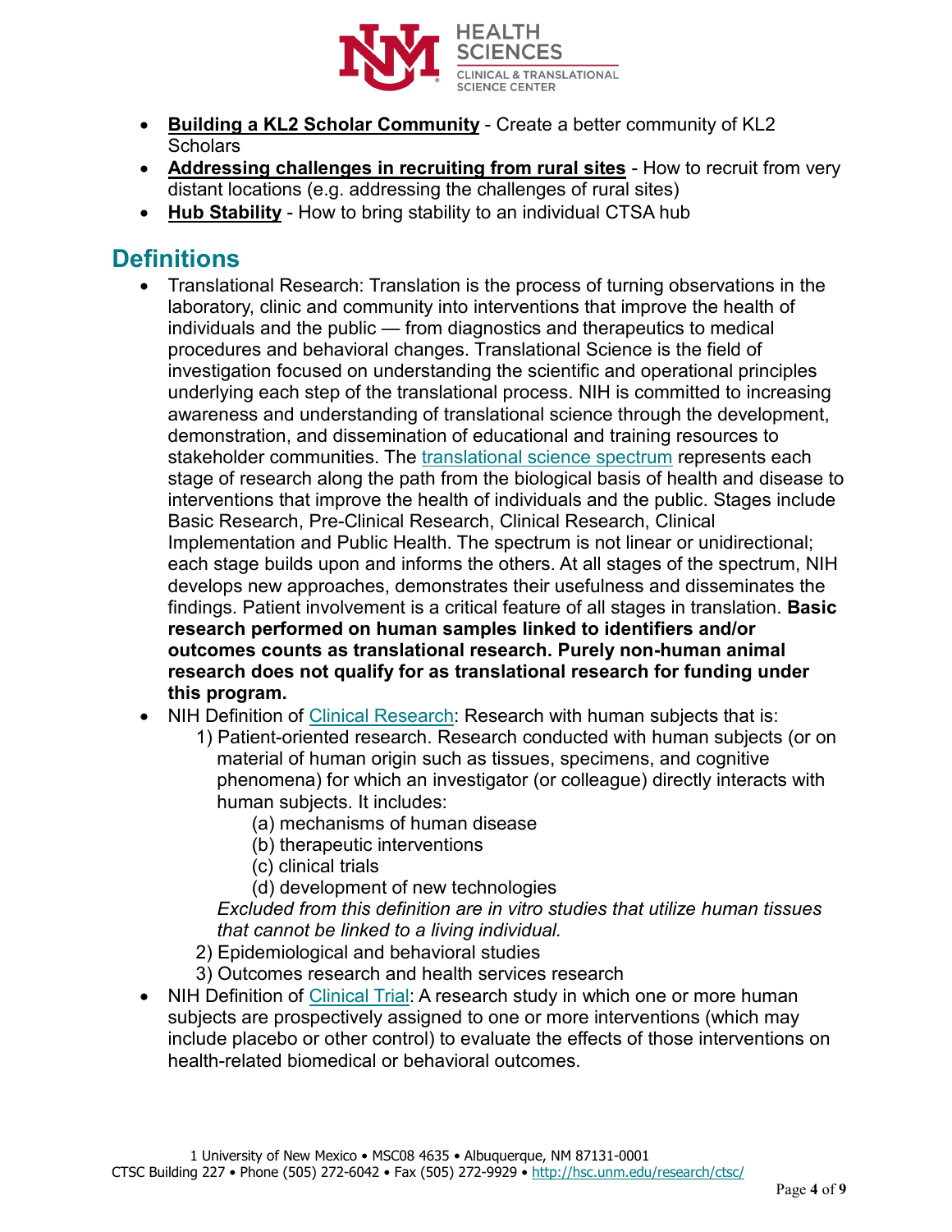- **Building a KL2 Scholar Community** - Create a better community of KL2 Scholars
- **Addressing challenges in recruiting from rural sites** - How to recruit from very distant locations (e.g. addressing the challenges of rural sites)
- **Hub Stability** - How to bring stability to an individual CTSA hub

## Definitions

- Translational Research: Translation is the process of turning observations in the laboratory, clinic and community into interventions that improve the health of individuals and the public — from diagnostics and therapeutics to medical procedures and behavioral changes. Translational Science is the field of investigation focused on understanding the scientific and operational principles underlying each step of the translational process. NIH is committed to increasing awareness and understanding of translational science through the development, demonstration, and dissemination of educational and training resources to stakeholder communities. The translational science spectrum represents each stage of research along the path from the biological basis of health and disease to interventions that improve the health of individuals and the public. Stages include Basic Research, Pre-Clinical Research, Clinical Research, Clinical Implementation and Public Health. The spectrum is not linear or unidirectional; each stage builds upon and informs the others. At all stages of the spectrum, NIH develops new approaches, demonstrates their usefulness and disseminates the findings. Patient involvement is a critical feature of all stages in translation. **Basic research performed on human samples linked to identifiers and/or outcomes counts as translational research. Purely non-human animal research does not qualify for as translational research for funding under this program.**
- NIH Definition of Clinical Research: Research with human subjects that is:
  1) Patient-oriented research. Research conducted with human subjects (or on material of human origin such as tissues, specimens, and cognitive phenomena) for which an investigator (or colleague) directly interacts with human subjects. It includes:
     (a) mechanisms of human disease
     (b) therapeutic interventions
     (c) clinical trials
     (d) development of new technologies

     *Excluded from this definition are in vitro studies that utilize human tissues that cannot be linked to a living individual.*
  2) Epidemiological and behavioral studies
  3) Outcomes research and health services research
- NIH Definition of Clinical Trial: A research study in which one or more human subjects are prospectively assigned to one or more interventions (which may include placebo or other control) to evaluate the effects of those interventions on health-related biomedical or behavioral outcomes.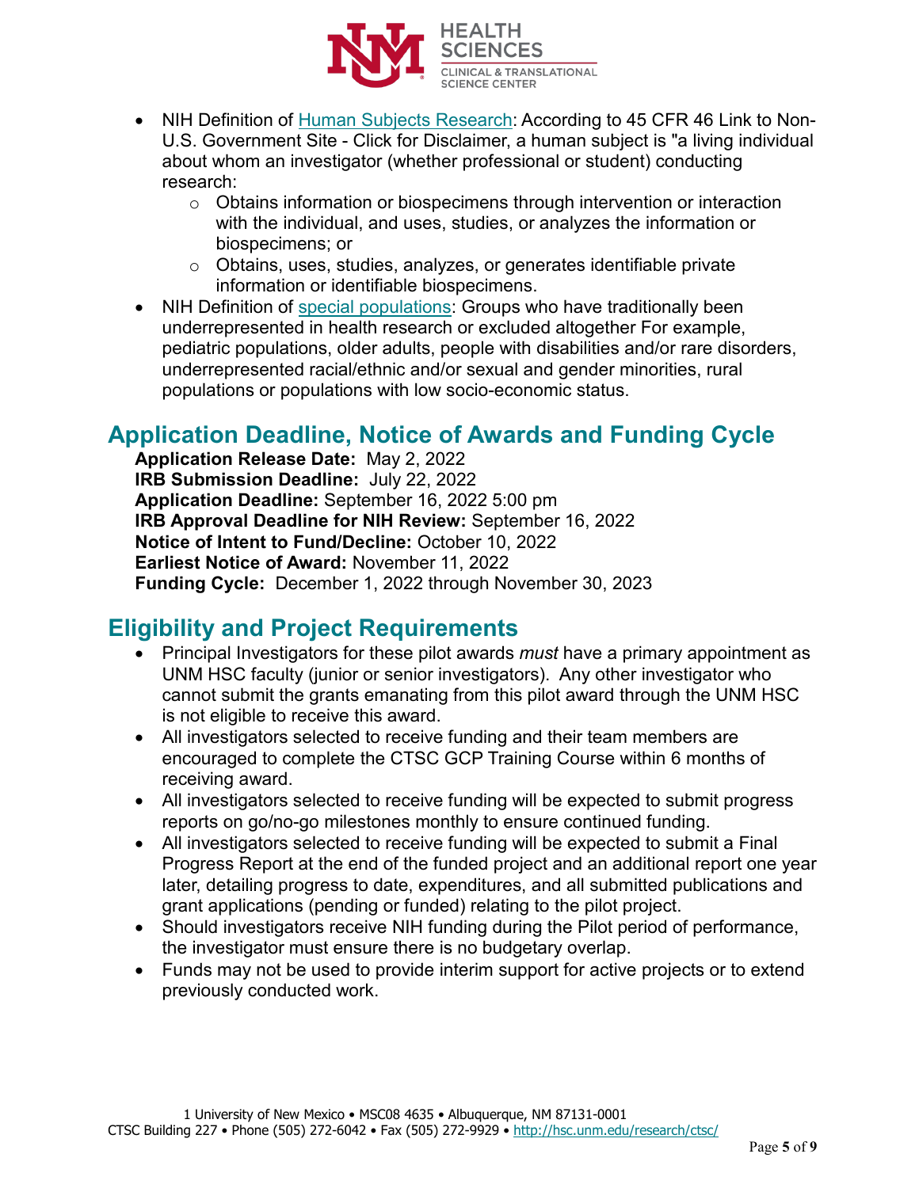- NIH Definition of [Human Subjects Research](#): According to 45 CFR 46 Link to Non-U.S. Government Site - Click for Disclaimer, a human subject is "a living individual about whom an investigator (whether professional or student) conducting research:
    - Obtains information or biospecimens through intervention or interaction with the individual, and uses, studies, or analyzes the information or biospecimens; or
    - Obtains, uses, studies, analyzes, or generates identifiable private information or identifiable biospecimens.
- NIH Definition of [special populations](#): Groups who have traditionally been underrepresented in health research or excluded altogether For example, pediatric populations, older adults, people with disabilities and/or rare disorders, underrepresented racial/ethnic and/or sexual and gender minorities, rural populations or populations with low socio-economic status.

## Application Deadline, Notice of Awards and Funding Cycle

**Application Release Date:** May 2, 2022
**IRB Submission Deadline:** July 22, 2022
**Application Deadline:** September 16, 2022 5:00 pm
**IRB Approval Deadline for NIH Review:** September 16, 2022
**Notice of Intent to Fund/Decline:** October 10, 2022
**Earliest Notice of Award:** November 11, 2022
**Funding Cycle:** December 1, 2022 through November 30, 2023

## Eligibility and Project Requirements

- Principal Investigators for these pilot awards *must* have a primary appointment as UNM HSC faculty (junior or senior investigators). Any other investigator who cannot submit the grants emanating from this pilot award through the UNM HSC is not eligible to receive this award.
- All investigators selected to receive funding and their team members are encouraged to complete the CTSC GCP Training Course within 6 months of receiving award.
- All investigators selected to receive funding will be expected to submit progress reports on go/no-go milestones monthly to ensure continued funding.
- All investigators selected to receive funding will be expected to submit a Final Progress Report at the end of the funded project and an additional report one year later, detailing progress to date, expenditures, and all submitted publications and grant applications (pending or funded) relating to the pilot project.
- Should investigators receive NIH funding during the Pilot period of performance, the investigator must ensure there is no budgetary overlap.
- Funds may not be used to provide interim support for active projects or to extend previously conducted work.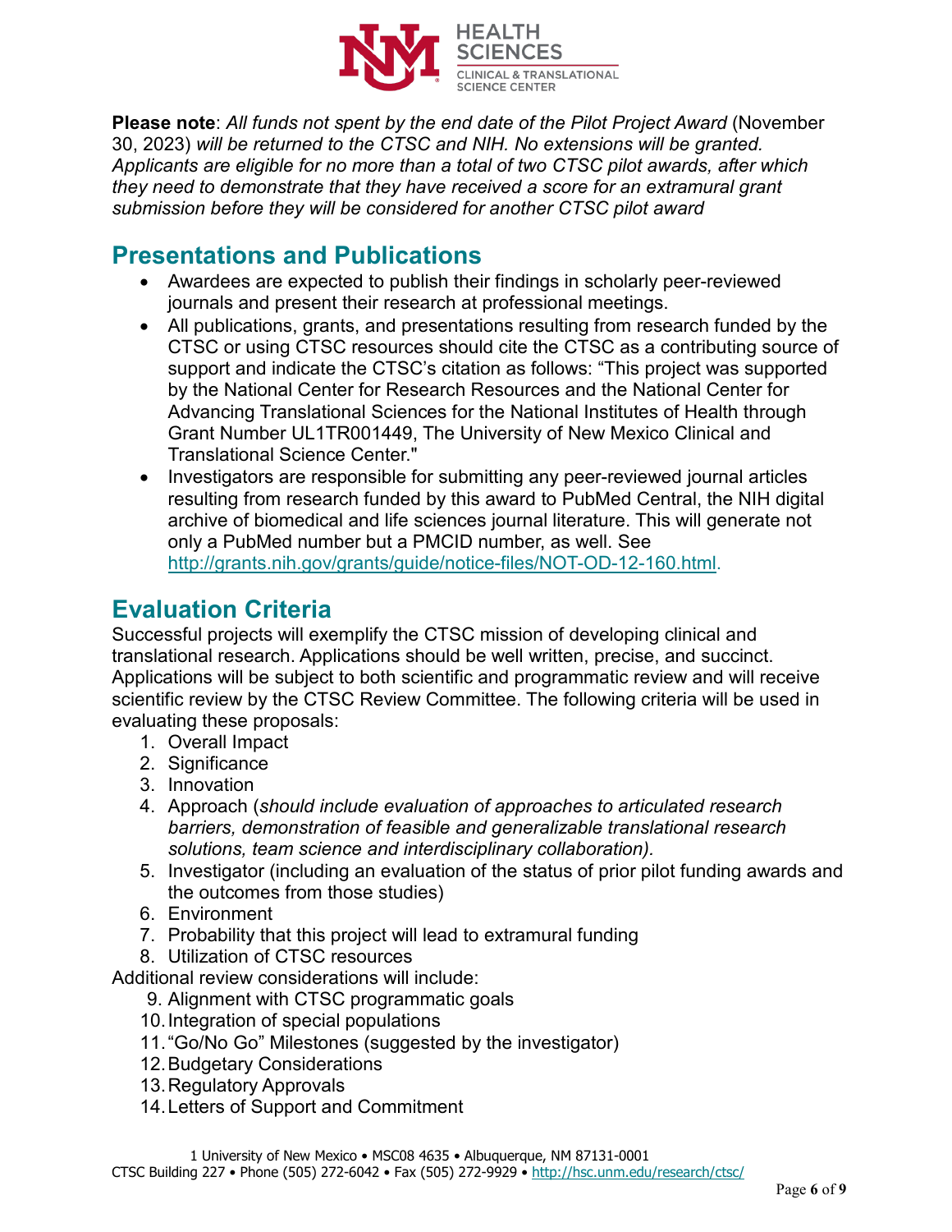**Please note**: *All funds not spent by the end date of the Pilot Project Award* (November 30, 2023) *will be returned to the CTSC and NIH. No extensions will be granted. Applicants are eligible for no more than a total of two CTSC pilot awards, after which they need to demonstrate that they have received a score for an extramural grant submission before they will be considered for another CTSC pilot award*

## Presentations and Publications

- Awardees are expected to publish their findings in scholarly peer-reviewed journals and present their research at professional meetings.
- All publications, grants, and presentations resulting from research funded by the CTSC or using CTSC resources should cite the CTSC as a contributing source of support and indicate the CTSC's citation as follows: "This project was supported by the National Center for Research Resources and the National Center for Advancing Translational Sciences for the National Institutes of Health through Grant Number UL1TR001449, The University of New Mexico Clinical and Translational Science Center."
- Investigators are responsible for submitting any peer-reviewed journal articles resulting from research funded by this award to PubMed Central, the NIH digital archive of biomedical and life sciences journal literature. This will generate not only a PubMed number but a PMCID number, as well. See http://grants.nih.gov/grants/guide/notice-files/NOT-OD-12-160.html.

## Evaluation Criteria

Successful projects will exemplify the CTSC mission of developing clinical and translational research. Applications should be well written, precise, and succinct. Applications will be subject to both scientific and programmatic review and will receive scientific review by the CTSC Review Committee. The following criteria will be used in evaluating these proposals:

1. Overall Impact
2. Significance
3. Innovation
4. Approach (*should include evaluation of approaches to articulated research barriers, demonstration of feasible and generalizable translational research solutions, team science and interdisciplinary collaboration).*
5. Investigator (including an evaluation of the status of prior pilot funding awards and the outcomes from those studies)
6. Environment
7. Probability that this project will lead to extramural funding
8. Utilization of CTSC resources

Additional review considerations will include:

9. Alignment with CTSC programmatic goals
10. Integration of special populations
11. "Go/No Go" Milestones (suggested by the investigator)
12. Budgetary Considerations
13. Regulatory Approvals
14. Letters of Support and Commitment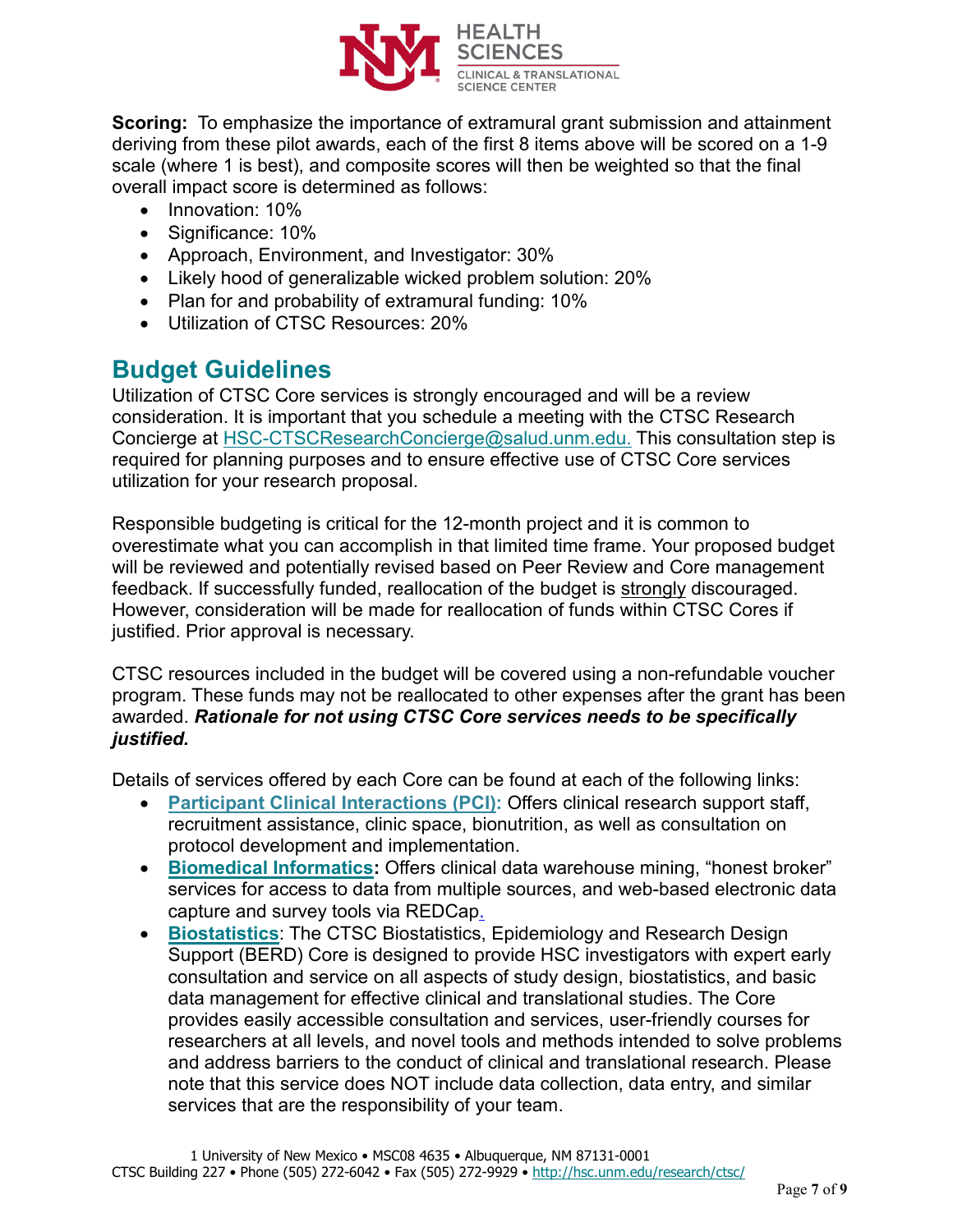**Scoring:** To emphasize the importance of extramural grant submission and attainment deriving from these pilot awards, each of the first 8 items above will be scored on a 1-9 scale (where 1 is best), and composite scores will then be weighted so that the final overall impact score is determined as follows:

- Innovation: 10%
- Significance: 10%
- Approach, Environment, and Investigator: 30%
- Likely hood of generalizable wicked problem solution: 20%
- Plan for and probability of extramural funding: 10%
- Utilization of CTSC Resources: 20%

## Budget Guidelines

Utilization of CTSC Core services is strongly encouraged and will be a review consideration. It is important that you schedule a meeting with the CTSC Research Concierge at HSC-CTSCResearchConcierge@salud.unm.edu. This consultation step is required for planning purposes and to ensure effective use of CTSC Core services utilization for your research proposal.

Responsible budgeting is critical for the 12-month project and it is common to overestimate what you can accomplish in that limited time frame. Your proposed budget will be reviewed and potentially revised based on Peer Review and Core management feedback. If successfully funded, reallocation of the budget is strongly discouraged. However, consideration will be made for reallocation of funds within CTSC Cores if justified. Prior approval is necessary.

CTSC resources included in the budget will be covered using a non-refundable voucher program. These funds may not be reallocated to other expenses after the grant has been awarded. ***Rationale for not using CTSC Core services needs to be specifically justified.***

Details of services offered by each Core can be found at each of the following links:

- **Participant Clinical Interactions (PCI):** Offers clinical research support staff, recruitment assistance, clinic space, bionutrition, as well as consultation on protocol development and implementation.
- **Biomedical Informatics:** Offers clinical data warehouse mining, "honest broker" services for access to data from multiple sources, and web-based electronic data capture and survey tools via REDCap.
- **Biostatistics**: The CTSC Biostatistics, Epidemiology and Research Design Support (BERD) Core is designed to provide HSC investigators with expert early consultation and service on all aspects of study design, biostatistics, and basic data management for effective clinical and translational studies. The Core provides easily accessible consultation and services, user-friendly courses for researchers at all levels, and novel tools and methods intended to solve problems and address barriers to the conduct of clinical and translational research. Please note that this service does NOT include data collection, data entry, and similar services that are the responsibility of your team.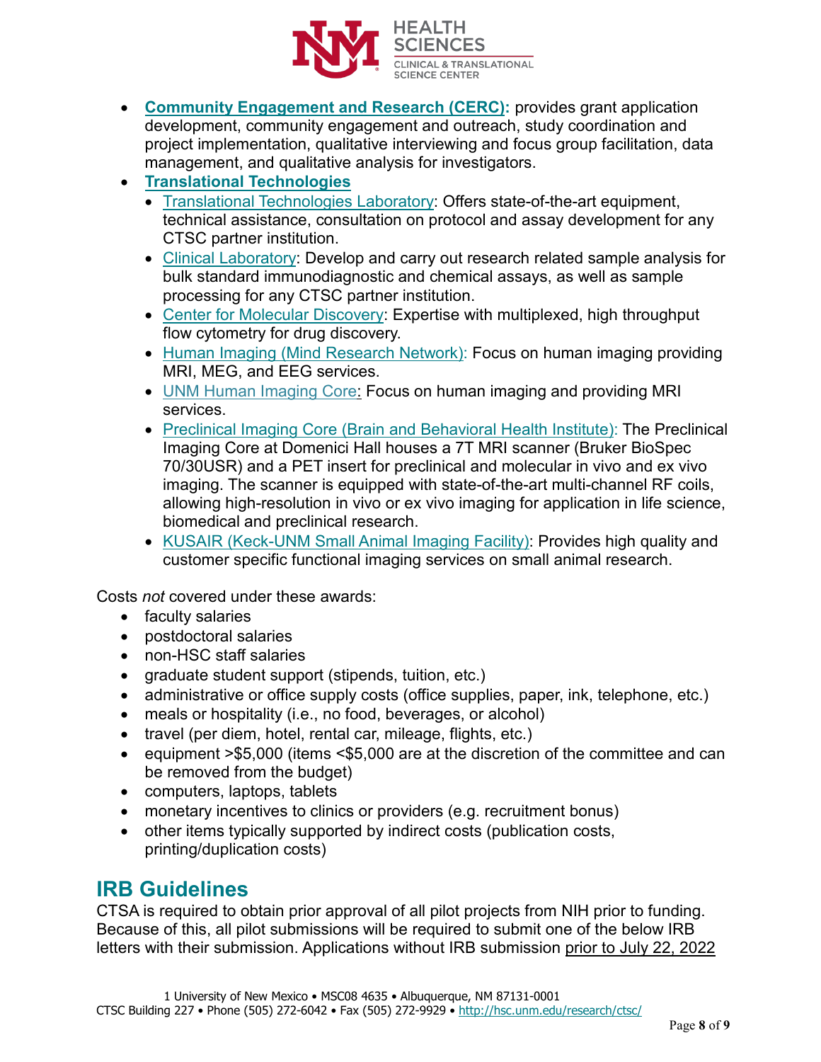- **Community Engagement and Research (CERC):** provides grant application development, community engagement and outreach, study coordination and project implementation, qualitative interviewing and focus group facilitation, data management, and qualitative analysis for investigators.
- **Translational Technologies**
  - Translational Technologies Laboratory: Offers state-of-the-art equipment, technical assistance, consultation on protocol and assay development for any CTSC partner institution.
  - Clinical Laboratory: Develop and carry out research related sample analysis for bulk standard immunodiagnostic and chemical assays, as well as sample processing for any CTSC partner institution.
  - Center for Molecular Discovery: Expertise with multiplexed, high throughput flow cytometry for drug discovery.
  - Human Imaging (Mind Research Network): Focus on human imaging providing MRI, MEG, and EEG services.
  - UNM Human Imaging Core: Focus on human imaging and providing MRI services.
  - Preclinical Imaging Core (Brain and Behavioral Health Institute): The Preclinical Imaging Core at Domenici Hall houses a 7T MRI scanner (Bruker BioSpec 70/30USR) and a PET insert for preclinical and molecular in vivo and ex vivo imaging. The scanner is equipped with state-of-the-art multi-channel RF coils, allowing high-resolution in vivo or ex vivo imaging for application in life science, biomedical and preclinical research.
  - KUSAIR (Keck-UNM Small Animal Imaging Facility): Provides high quality and customer specific functional imaging services on small animal research.

Costs *not* covered under these awards:

- faculty salaries
- postdoctoral salaries
- non-HSC staff salaries
- graduate student support (stipends, tuition, etc.)
- administrative or office supply costs (office supplies, paper, ink, telephone, etc.)
- meals or hospitality (i.e., no food, beverages, or alcohol)
- travel (per diem, hotel, rental car, mileage, flights, etc.)
- equipment >$5,000 (items <$5,000 are at the discretion of the committee and can be removed from the budget)
- computers, laptops, tablets
- monetary incentives to clinics or providers (e.g. recruitment bonus)
- other items typically supported by indirect costs (publication costs, printing/duplication costs)

## IRB Guidelines

CTSA is required to obtain prior approval of all pilot projects from NIH prior to funding. Because of this, all pilot submissions will be required to submit one of the below IRB letters with their submission. Applications without IRB submission prior to July 22, 2022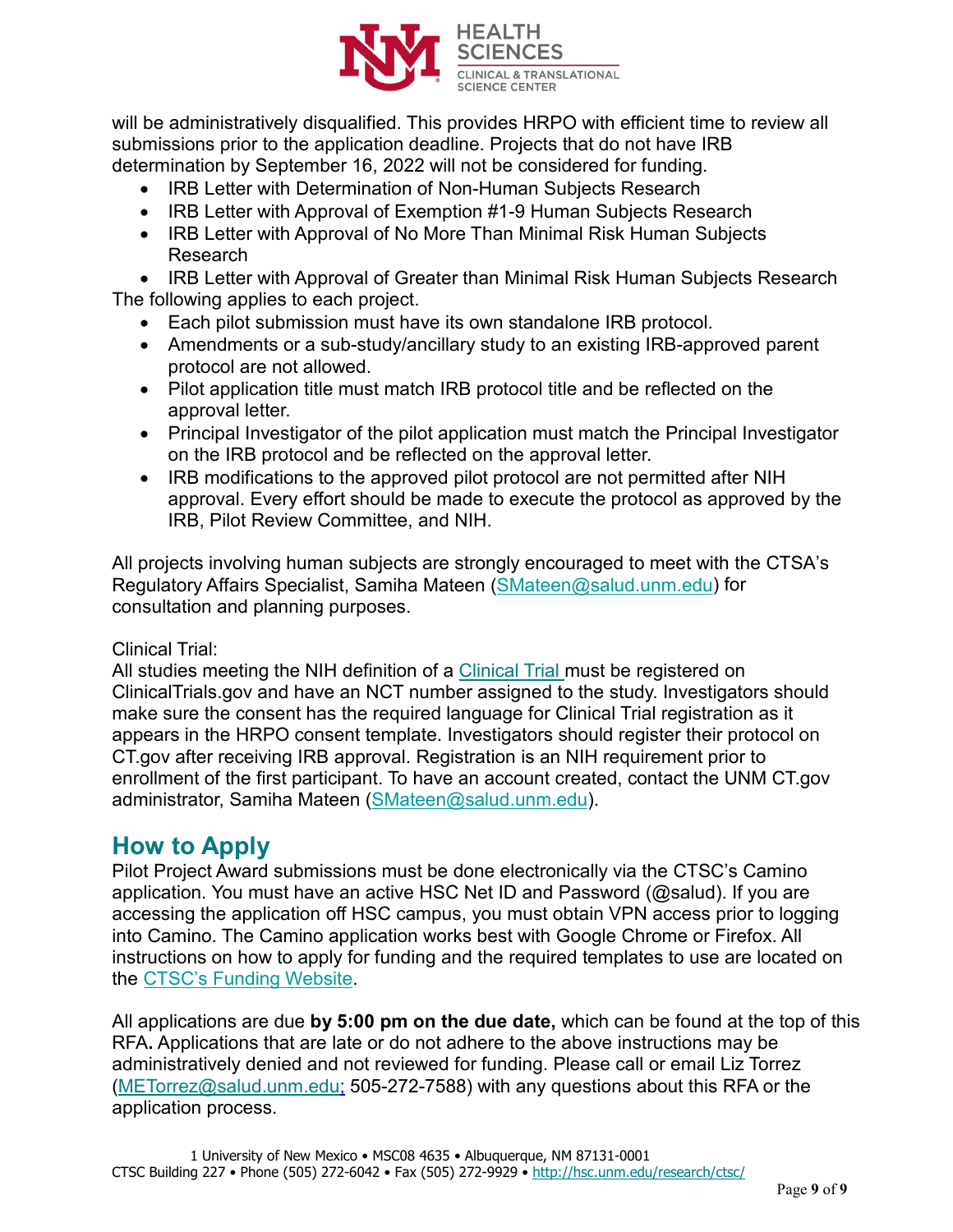will be administratively disqualified. This provides HRPO with efficient time to review all submissions prior to the application deadline. Projects that do not have IRB determination by September 16, 2022 will not be considered for funding.

- IRB Letter with Determination of Non-Human Subjects Research
- IRB Letter with Approval of Exemption #1-9 Human Subjects Research
- IRB Letter with Approval of No More Than Minimal Risk Human Subjects Research
- IRB Letter with Approval of Greater than Minimal Risk Human Subjects Research

The following applies to each project.

- Each pilot submission must have its own standalone IRB protocol.
- Amendments or a sub-study/ancillary study to an existing IRB-approved parent protocol are not allowed.
- Pilot application title must match IRB protocol title and be reflected on the approval letter.
- Principal Investigator of the pilot application must match the Principal Investigator on the IRB protocol and be reflected on the approval letter.
- IRB modifications to the approved pilot protocol are not permitted after NIH approval. Every effort should be made to execute the protocol as approved by the IRB, Pilot Review Committee, and NIH.

All projects involving human subjects are strongly encouraged to meet with the CTSA's Regulatory Affairs Specialist, Samiha Mateen (SMateen@salud.unm.edu) for consultation and planning purposes.

Clinical Trial:
All studies meeting the NIH definition of a Clinical Trial must be registered on ClinicalTrials.gov and have an NCT number assigned to the study. Investigators should make sure the consent has the required language for Clinical Trial registration as it appears in the HRPO consent template. Investigators should register their protocol on CT.gov after receiving IRB approval. Registration is an NIH requirement prior to enrollment of the first participant. To have an account created, contact the UNM CT.gov administrator, Samiha Mateen (SMateen@salud.unm.edu).

## How to Apply

Pilot Project Award submissions must be done electronically via the CTSC's Camino application. You must have an active HSC Net ID and Password (@salud). If you are accessing the application off HSC campus, you must obtain VPN access prior to logging into Camino. The Camino application works best with Google Chrome or Firefox. All instructions on how to apply for funding and the required templates to use are located on the CTSC's Funding Website.

All applications are due **by 5:00 pm on the due date,** which can be found at the top of this RFA**.** Applications that are late or do not adhere to the above instructions may be administratively denied and not reviewed for funding. Please call or email Liz Torrez (METorrez@salud.unm.edu; 505-272-7588) with any questions about this RFA or the application process.